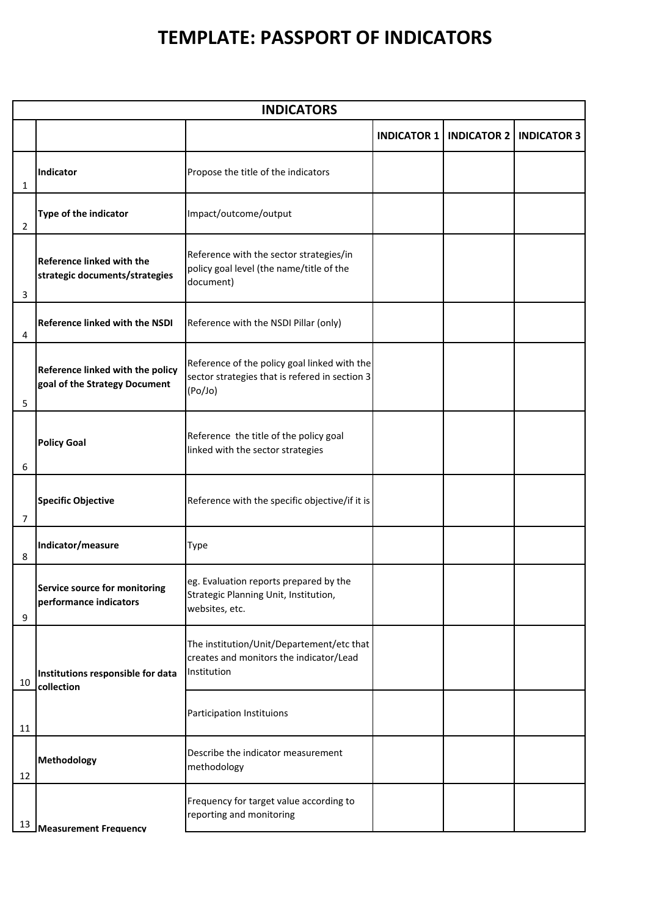# TEMPLATE: PASSPORT OF INDICATORS

| INDICATORS | | | | | |
|---|---|---|---|---|---|
| | | | **INDICATOR 1** | **INDICATOR 2** | **INDICATOR 3** |
| 1 | **Indicator** | Propose the title of the indicators | | | |
| 2 | **Type of the indicator** | Impact/outcome/output | | | |
| 3 | **Reference linked with the strategic documents/strategies** | Reference with the sector strategies/in policy goal level (the name/title of the document) | | | |
| 4 | **Reference linked with the NSDI** | Reference with the NSDI Pillar (only) | | | |
| 5 | **Reference linked with the policy goal of the Strategy Document** | Reference of the policy goal linked with the sector strategies that is refered in section 3 (Po/Jo) | | | |
| 6 | **Policy Goal** | Reference the title of the policy goal linked with the sector strategies | | | |
| 7 | **Specific Objective** | Reference with the specific objective/if it is | | | |
| 8 | **Indicator/measure** | Type | | | |
| 9 | **Service source for monitoring performance indicators** | eg. Evaluation reports prepared by the Strategic Planning Unit, Institution, websites, etc. | | | |
| 10 | **Institutions responsible for data collection** | The institution/Unit/Departement/etc that creates and monitors the indicator/Lead Institution | | | |
| 11 | | Participation Instituions | | | |
| 12 | **Methodology** | Describe the indicator measurement methodology | | | |
| 13 | **Measurement Frequency** | Frequency for target value according to reporting and monitoring | | | |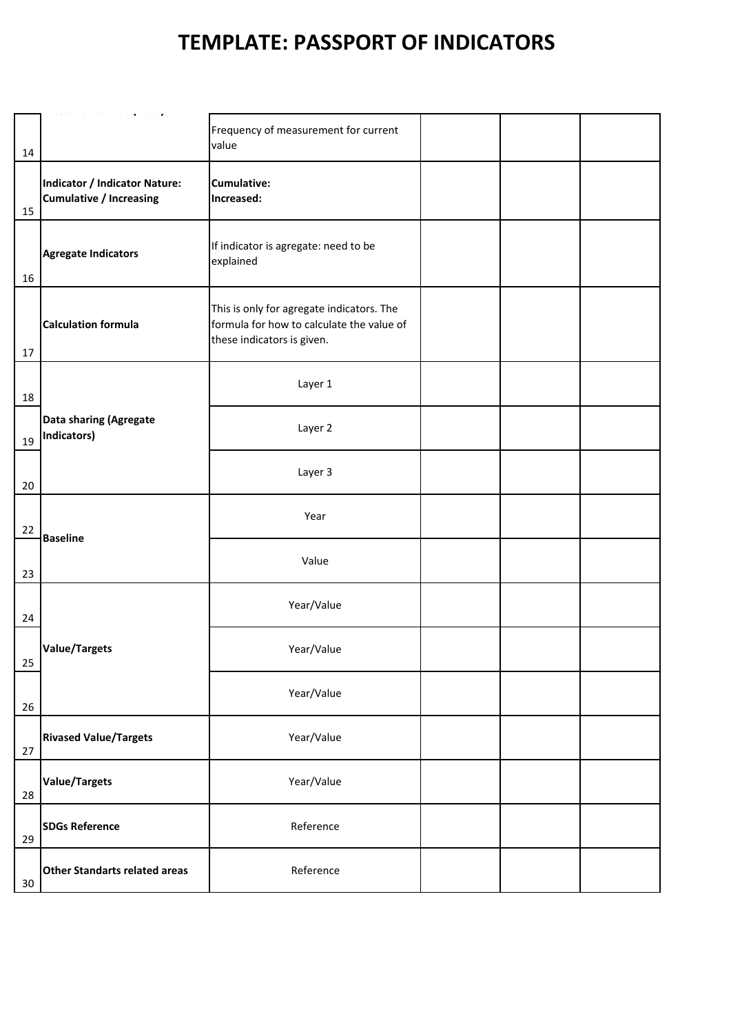# TEMPLATE: PASSPORT OF INDICATORS

| | | | | | |
|---|---|---|---|---|---|
| 14 | | Frequency of measurement for current value | | | |
| 15 | **Indicator / Indicator Nature: Cumulative / Increasing** | **Cumulative:**<br>**Increased:** | | | |
| 16 | **Agregate Indicators** | If indicator is agregate: need to be explained | | | |
| 17 | **Calculation formula** | This is only for agregate indicators. The formula for how to calculate the value of these indicators is given. | | | |
| 18 | **Data sharing (Agregate Indicators)** | Layer 1 | | | |
| 19 | | Layer 2 | | | |
| 20 | | Layer 3 | | | |
| 22 | **Baseline** | Year | | | |
| 23 | | Value | | | |
| 24 | **Value/Targets** | Year/Value | | | |
| 25 | | Year/Value | | | |
| 26 | | Year/Value | | | |
| 27 | **Rivased Value/Targets** | Year/Value | | | |
| 28 | **Value/Targets** | Year/Value | | | |
| 29 | **SDGs Reference** | Reference | | | |
| 30 | **Other Standarts related areas** | Reference | | | |